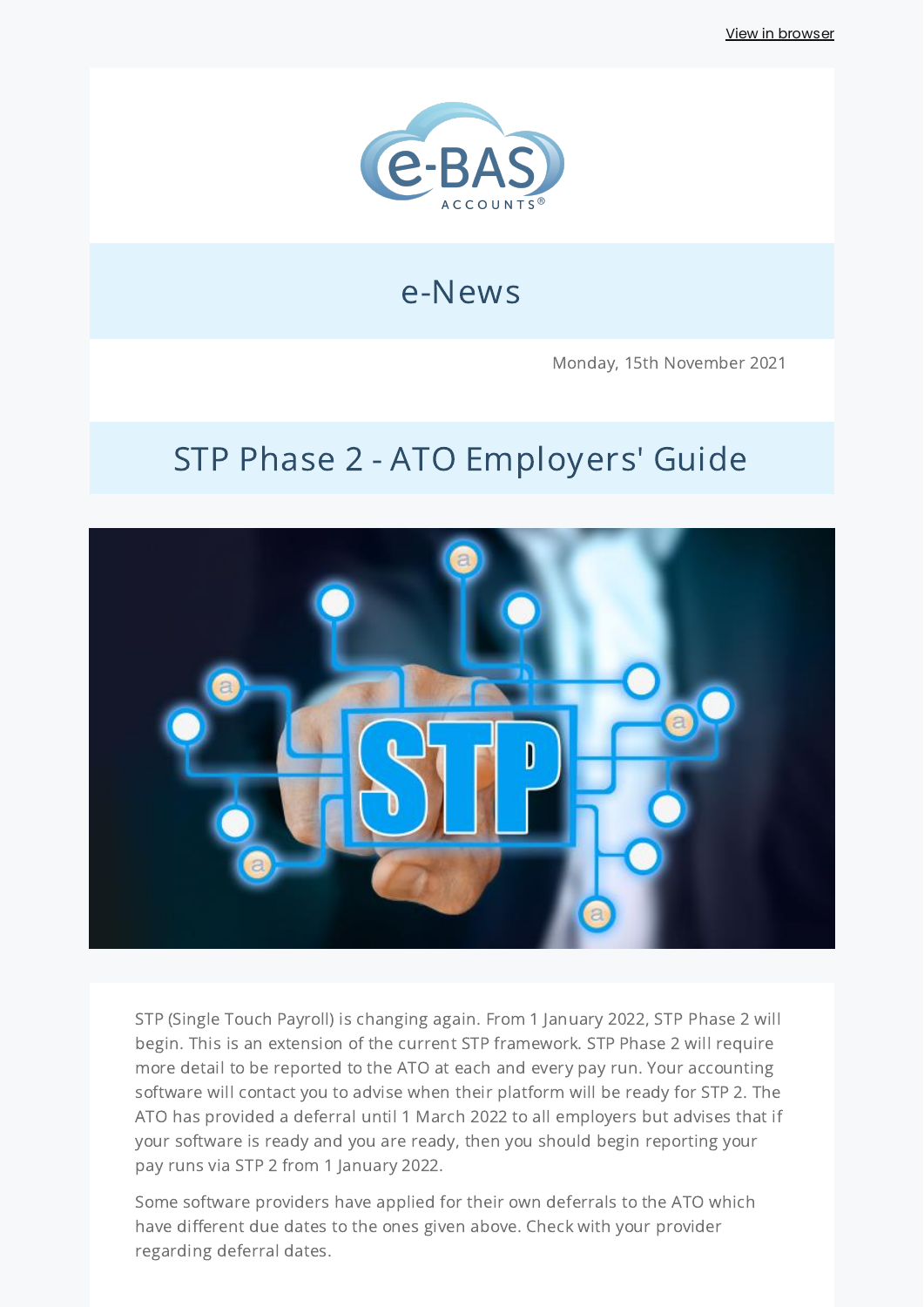View in browser

# e-News

Monday, 15th November 2021

## STP Phase 2 - ATO Employers' Guide

STP (Single Touch Payroll) is changing again. From 1 January 2022, STP Phase 2 will begin. This is an extension of the current STP framework. STP Phase 2 will require more detail to be reported to the ATO at each and every pay run. Your accounting software will contact you to advise when their platform will be ready for STP 2. The ATO has provided a deferral until 1 March 2022 to all employers but advises that if your software is ready and you are ready, then you should begin reporting your pay runs via STP 2 from 1 January 2022.

Some software providers have applied for their own deferrals to the ATO which have different due dates to the ones given above. Check with your provider regarding deferral dates.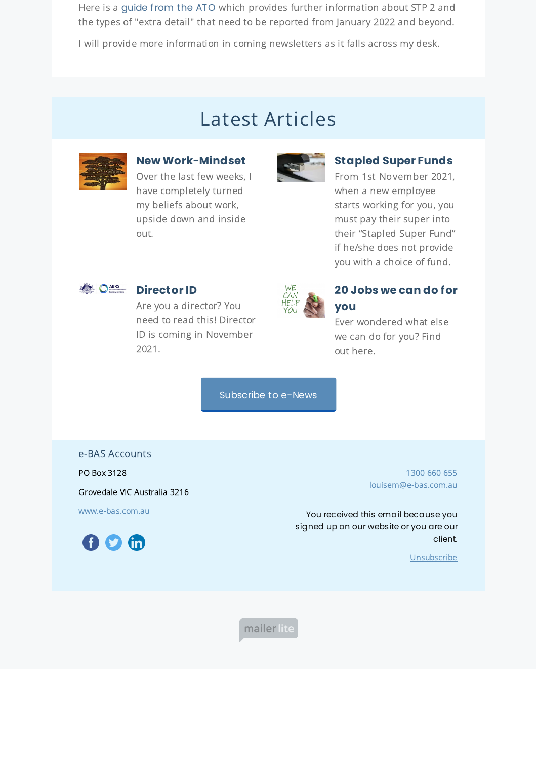Here is a guide from the ATO which provides further information about STP 2 and the types of "extra detail" that need to be reported from January 2022 and beyond.

I will provide more information in coming newsletters as it falls across my desk.

## Latest Articles

### New Work-Mindset

Over the last few weeks, I have completely turned my beliefs about work, upside down and inside out.

### Stapled Super Funds

From 1st November 2021, when a new employee starts working for you, you must pay their super into their “Stapled Super Fund” if he/she does not provide you with a choice of fund.

### Director ID

Are you a director? You need to read this! Director ID is coming in November 2021.

### 20 Jobs we can do for you

Ever wondered what else we can do for you? Find out here.

Subscribe to e-News

e-BAS Accounts

PO Box 3128

Grovedale VIC Australia 3216

www.e-bas.com.au

1300 660 655

louisem@e-bas.com.au

You received this email because you signed up on our website or you are our client.

Unsubscribe

mailerlite